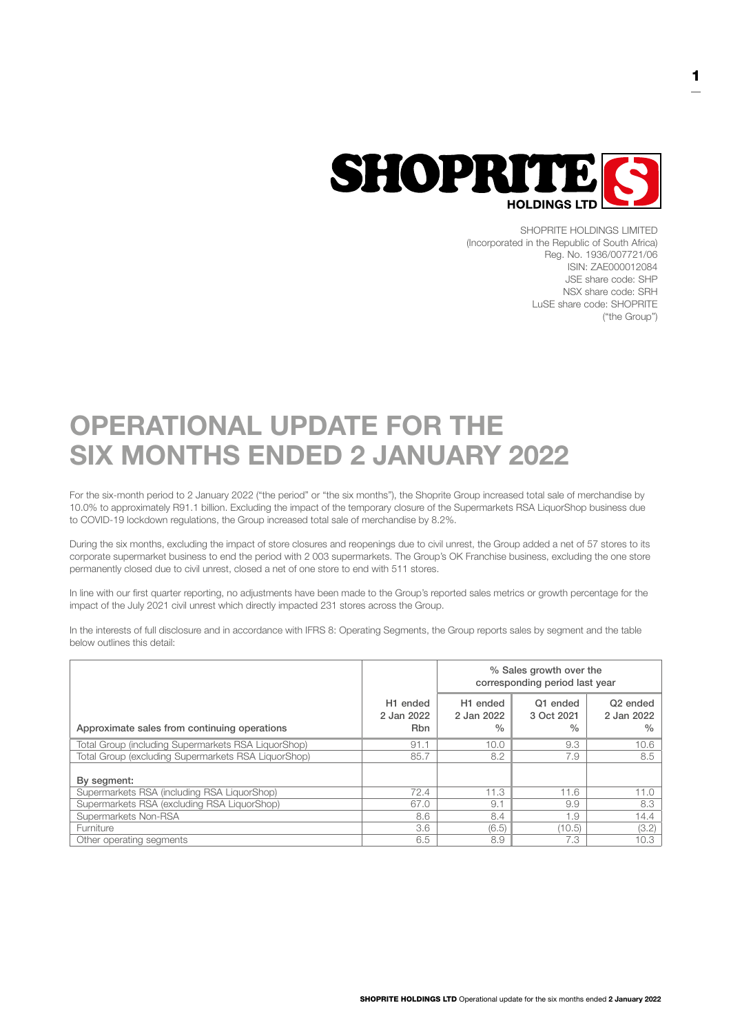SHOPRITE HOLDINGS LIMITED
(Incorporated in the Republic of South Africa)
Reg. No. 1936/007721/06
ISIN: ZAE000012084
JSE share code: SHP
NSX share code: SRH
LuSE share code: SHOPRITE
("the Group")

# OPERATIONAL UPDATE FOR THE SIX MONTHS ENDED 2 JANUARY 2022

For the six-month period to 2 January 2022 ("the period" or "the six months"), the Shoprite Group increased total sale of merchandise by 10.0% to approximately R91.1 billion. Excluding the impact of the temporary closure of the Supermarkets RSA LiquorShop business due to COVID-19 lockdown regulations, the Group increased total sale of merchandise by 8.2%.

During the six months, excluding the impact of store closures and reopenings due to civil unrest, the Group added a net of 57 stores to its corporate supermarket business to end the period with 2 003 supermarkets. The Group's OK Franchise business, excluding the one store permanently closed due to civil unrest, closed a net of one store to end with 511 stores.

In line with our first quarter reporting, no adjustments have been made to the Group's reported sales metrics or growth percentage for the impact of the July 2021 civil unrest which directly impacted 231 stores across the Group.

In the interests of full disclosure and in accordance with IFRS 8: Operating Segments, the Group reports sales by segment and the table below outlines this detail:

| | | % Sales growth over the corresponding period last year | | |
|---|---|---|---|---|
| Approximate sales from continuing operations | H1 ended 2 Jan 2022 Rbn | H1 ended 2 Jan 2022 % | Q1 ended 3 Oct 2021 % | Q2 ended 2 Jan 2022 % |
| Total Group (including Supermarkets RSA LiquorShop) | 91.1 | 10.0 | 9.3 | 10.6 |
| Total Group (excluding Supermarkets RSA LiquorShop) | 85.7 | 8.2 | 7.9 | 8.5 |
| By segment: | | | | |
| Supermarkets RSA (including RSA LiquorShop) | 72.4 | 11.3 | 11.6 | 11.0 |
| Supermarkets RSA (excluding RSA LiquorShop) | 67.0 | 9.1 | 9.9 | 8.3 |
| Supermarkets Non-RSA | 8.6 | 8.4 | 1.9 | 14.4 |
| Furniture | 3.6 | (6.5) | (10.5) | (3.2) |
| Other operating segments | 6.5 | 8.9 | 7.3 | 10.3 |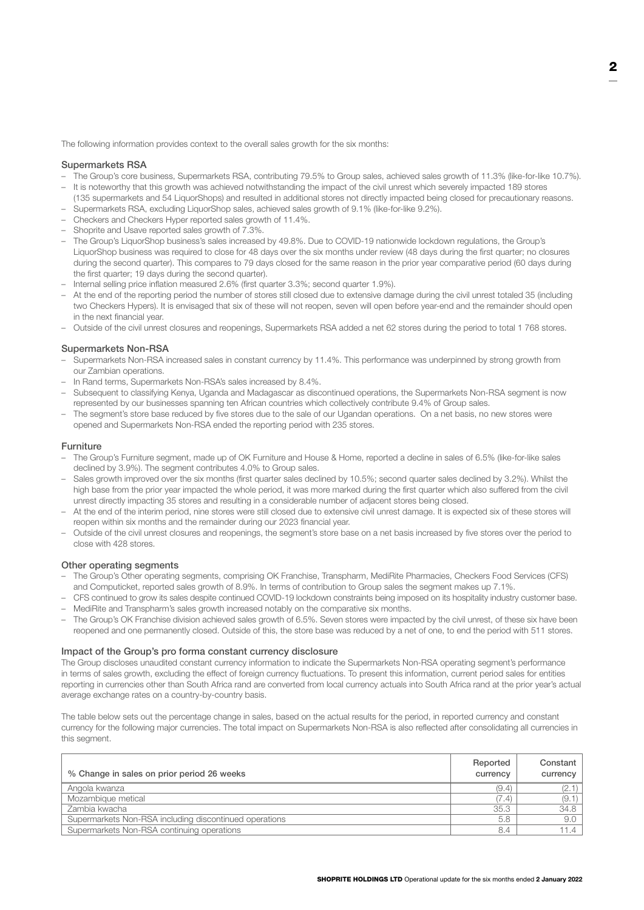The following information provides context to the overall sales growth for the six months:

### Supermarkets RSA

- The Group's core business, Supermarkets RSA, contributing 79.5% to Group sales, achieved sales growth of 11.3% (like-for-like 10.7%).
- It is noteworthy that this growth was achieved notwithstanding the impact of the civil unrest which severely impacted 189 stores (135 supermarkets and 54 LiquorShops) and resulted in additional stores not directly impacted being closed for precautionary reasons.
- Supermarkets RSA, excluding LiquorShop sales, achieved sales growth of 9.1% (like-for-like 9.2%).
- Checkers and Checkers Hyper reported sales growth of 11.4%.
- Shoprite and Usave reported sales growth of 7.3%.
- The Group's LiquorShop business's sales increased by 49.8%. Due to COVID-19 nationwide lockdown regulations, the Group's LiquorShop business was required to close for 48 days over the six months under review (48 days during the first quarter; no closures during the second quarter). This compares to 79 days closed for the same reason in the prior year comparative period (60 days during the first quarter; 19 days during the second quarter).
- Internal selling price inflation measured 2.6% (first quarter 3.3%; second quarter 1.9%).
- At the end of the reporting period the number of stores still closed due to extensive damage during the civil unrest totaled 35 (including two Checkers Hypers). It is envisaged that six of these will not reopen, seven will open before year-end and the remainder should open in the next financial year.
- Outside of the civil unrest closures and reopenings, Supermarkets RSA added a net 62 stores during the period to total 1 768 stores.

### Supermarkets Non-RSA

- Supermarkets Non-RSA increased sales in constant currency by 11.4%. This performance was underpinned by strong growth from our Zambian operations.
- In Rand terms, Supermarkets Non-RSA's sales increased by 8.4%.
- Subsequent to classifying Kenya, Uganda and Madagascar as discontinued operations, the Supermarkets Non-RSA segment is now represented by our businesses spanning ten African countries which collectively contribute 9.4% of Group sales.
- The segment's store base reduced by five stores due to the sale of our Ugandan operations. On a net basis, no new stores were opened and Supermarkets Non-RSA ended the reporting period with 235 stores.

### Furniture

- The Group's Furniture segment, made up of OK Furniture and House & Home, reported a decline in sales of 6.5% (like-for-like sales declined by 3.9%). The segment contributes 4.0% to Group sales.
- Sales growth improved over the six months (first quarter sales declined by 10.5%; second quarter sales declined by 3.2%). Whilst the high base from the prior year impacted the whole period, it was more marked during the first quarter which also suffered from the civil unrest directly impacting 35 stores and resulting in a considerable number of adjacent stores being closed.
- At the end of the interim period, nine stores were still closed due to extensive civil unrest damage. It is expected six of these stores will reopen within six months and the remainder during our 2023 financial year.
- Outside of the civil unrest closures and reopenings, the segment's store base on a net basis increased by five stores over the period to close with 428 stores.

### Other operating segments

- The Group's Other operating segments, comprising OK Franchise, Transpharm, MediRite Pharmacies, Checkers Food Services (CFS) and Computicket, reported sales growth of 8.9%. In terms of contribution to Group sales the segment makes up 7.1%.
- CFS continued to grow its sales despite continued COVID-19 lockdown constraints being imposed on its hospitality industry customer base.
- MediRite and Transpharm's sales growth increased notably on the comparative six months.
- The Group's OK Franchise division achieved sales growth of 6.5%. Seven stores were impacted by the civil unrest, of these six have been reopened and one permanently closed. Outside of this, the store base was reduced by a net of one, to end the period with 511 stores.

### Impact of the Group's pro forma constant currency disclosure

The Group discloses unaudited constant currency information to indicate the Supermarkets Non-RSA operating segment's performance in terms of sales growth, excluding the effect of foreign currency fluctuations. To present this information, current period sales for entities reporting in currencies other than South Africa rand are converted from local currency actuals into South Africa rand at the prior year's actual average exchange rates on a country-by-country basis.

The table below sets out the percentage change in sales, based on the actual results for the period, in reported currency and constant currency for the following major currencies. The total impact on Supermarkets Non-RSA is also reflected after consolidating all currencies in this segment.

| % Change in sales on prior period 26 weeks | Reported currency | Constant currency |
|---|---|---|
| Angola kwanza | (9.4) | (2.1) |
| Mozambique metical | (7.4) | (9.1) |
| Zambia kwacha | 35.3 | 34.8 |
| Supermarkets Non-RSA including discontinued operations | 5.8 | 9.0 |
| Supermarkets Non-RSA continuing operations | 8.4 | 11.4 |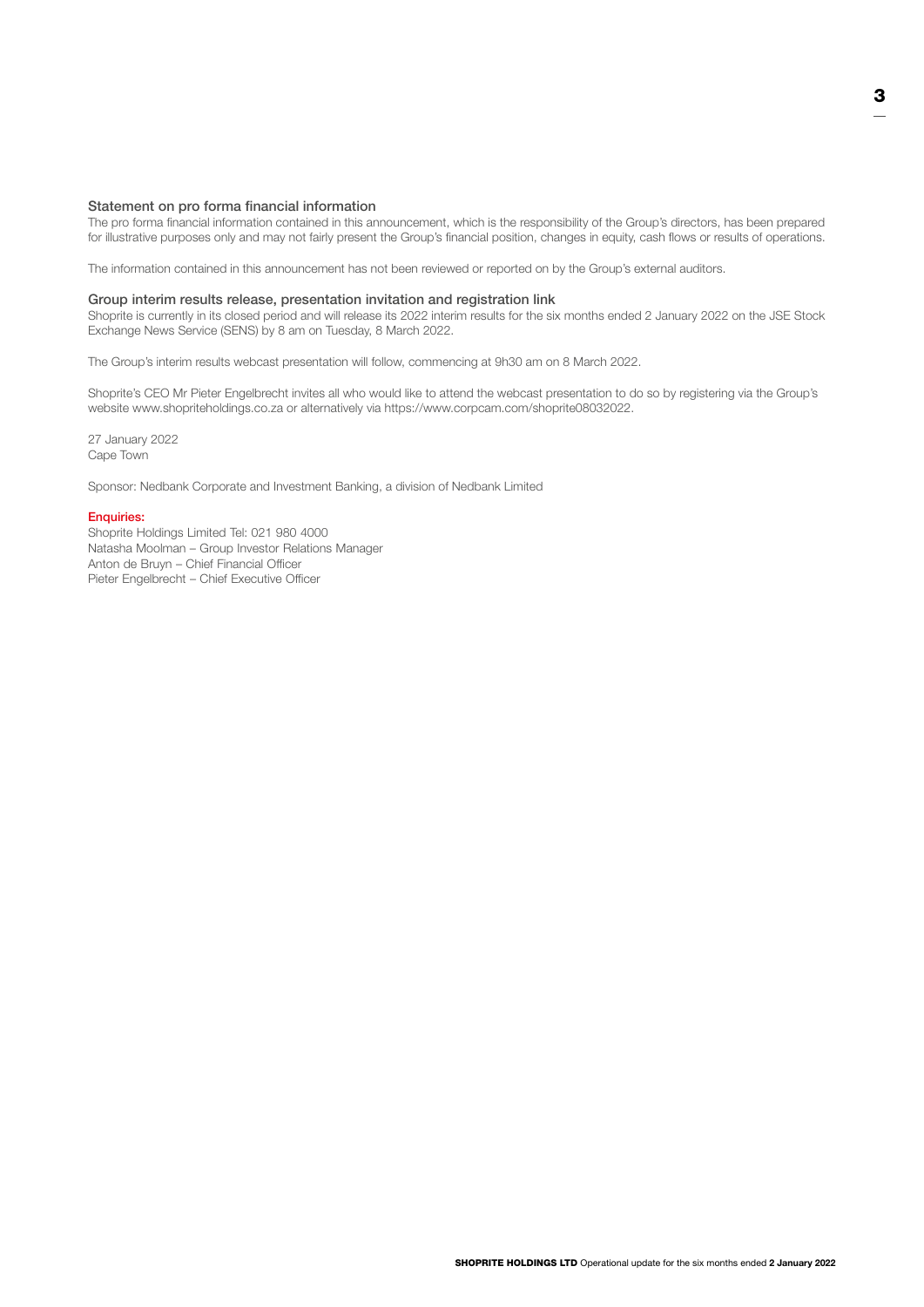## Statement on pro forma financial information

The pro forma financial information contained in this announcement, which is the responsibility of the Group's directors, has been prepared for illustrative purposes only and may not fairly present the Group's financial position, changes in equity, cash flows or results of operations.

The information contained in this announcement has not been reviewed or reported on by the Group's external auditors.

## Group interim results release, presentation invitation and registration link

Shoprite is currently in its closed period and will release its 2022 interim results for the six months ended 2 January 2022 on the JSE Stock Exchange News Service (SENS) by 8 am on Tuesday, 8 March 2022.

The Group's interim results webcast presentation will follow, commencing at 9h30 am on 8 March 2022.

Shoprite's CEO Mr Pieter Engelbrecht invites all who would like to attend the webcast presentation to do so by registering via the Group's website www.shopriteholdings.co.za or alternatively via https://www.corpcam.com/shoprite08032022.

27 January 2022
Cape Town

Sponsor: Nedbank Corporate and Investment Banking, a division of Nedbank Limited

**Enquiries:**

Shoprite Holdings Limited Tel: 021 980 4000
Natasha Moolman – Group Investor Relations Manager
Anton de Bruyn – Chief Financial Officer
Pieter Engelbrecht – Chief Executive Officer